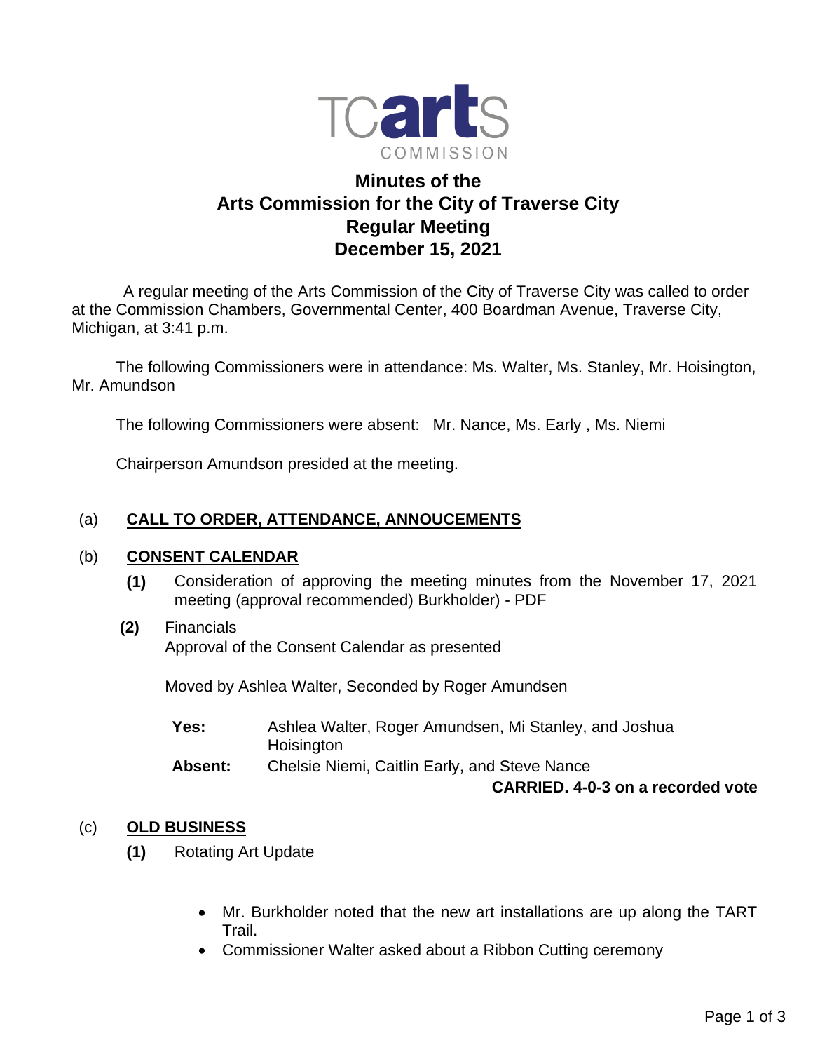TCarts COMMISSION

# Minutes of the Arts Commission for the City of Traverse City Regular Meeting December 15, 2021

A regular meeting of the Arts Commission of the City of Traverse City was called to order at the Commission Chambers, Governmental Center, 400 Boardman Avenue, Traverse City, Michigan, at 3:41 p.m.

The following Commissioners were in attendance: Ms. Walter, Ms. Stanley, Mr. Hoisington, Mr. Amundson

The following Commissioners were absent: Mr. Nance, Ms. Early , Ms. Niemi

Chairperson Amundson presided at the meeting.

## (a) CALL TO ORDER, ATTENDANCE, ANNOUCEMENTS

## (b) CONSENT CALENDAR

**(1)** Consideration of approving the meeting minutes from the November 17, 2021 meeting (approval recommended) Burkholder) - PDF

**(2)** Financials

Approval of the Consent Calendar as presented

Moved by Ashlea Walter, Seconded by Roger Amundsen

**Yes:** Ashlea Walter, Roger Amundsen, Mi Stanley, and Joshua Hoisington

**Absent:** Chelsie Niemi, Caitlin Early, and Steve Nance

**CARRIED. 4-0-3 on a recorded vote**

## (c) OLD BUSINESS

**(1)** Rotating Art Update

- Mr. Burkholder noted that the new art installations are up along the TART Trail.
- Commissioner Walter asked about a Ribbon Cutting ceremony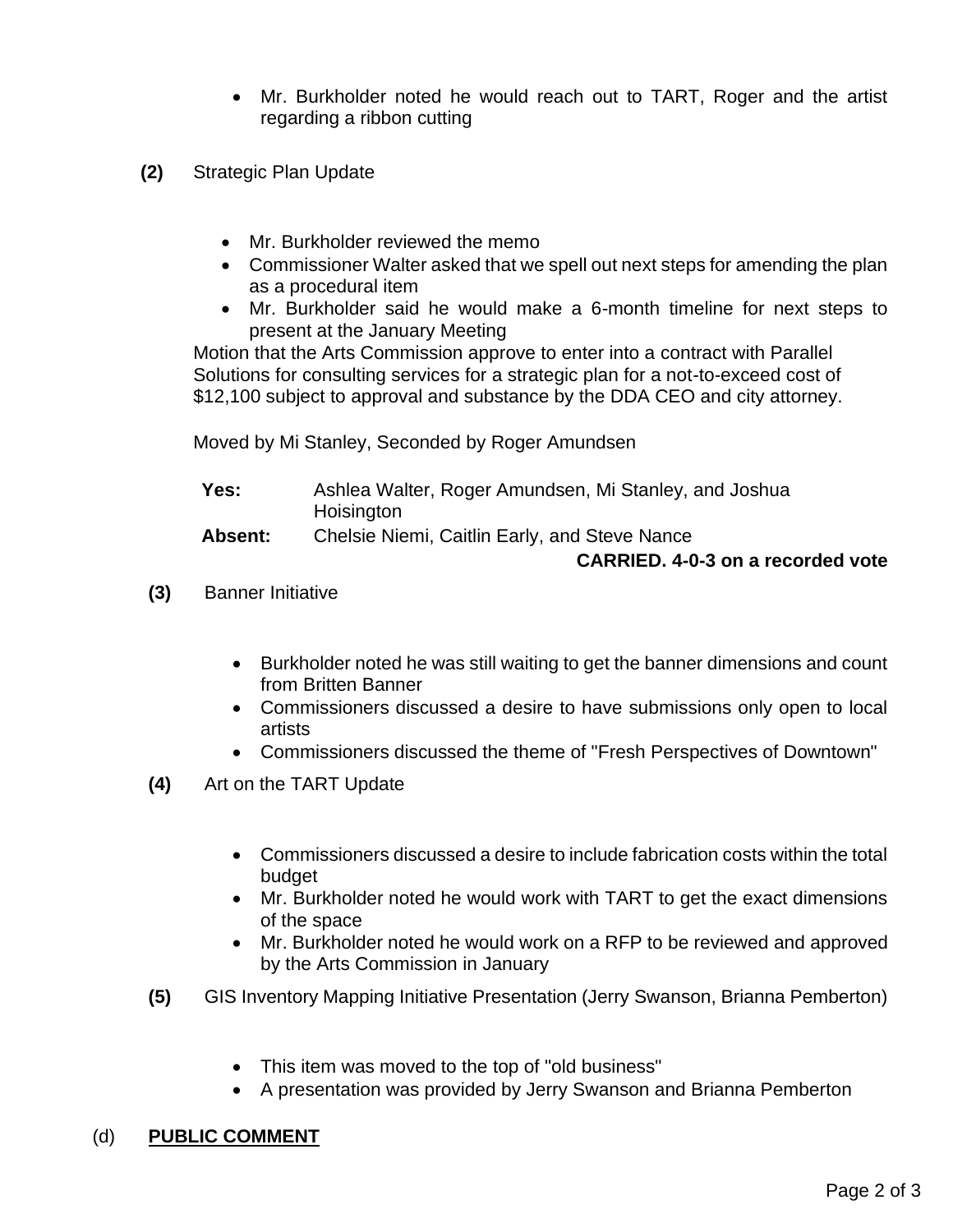- Mr. Burkholder noted he would reach out to TART, Roger and the artist regarding a ribbon cutting

**(2)** Strategic Plan Update

- Mr. Burkholder reviewed the memo
- Commissioner Walter asked that we spell out next steps for amending the plan as a procedural item
- Mr. Burkholder said he would make a 6-month timeline for next steps to present at the January Meeting

Motion that the Arts Commission approve to enter into a contract with Parallel Solutions for consulting services for a strategic plan for a not-to-exceed cost of $12,100 subject to approval and substance by the DDA CEO and city attorney.

Moved by Mi Stanley, Seconded by Roger Amundsen

**Yes:** Ashlea Walter, Roger Amundsen, Mi Stanley, and Joshua Hoisington

**Absent:** Chelsie Niemi, Caitlin Early, and Steve Nance

**CARRIED. 4-0-3 on a recorded vote**

**(3)** Banner Initiative

- Burkholder noted he was still waiting to get the banner dimensions and count from Britten Banner
- Commissioners discussed a desire to have submissions only open to local artists
- Commissioners discussed the theme of "Fresh Perspectives of Downtown"

**(4)** Art on the TART Update

- Commissioners discussed a desire to include fabrication costs within the total budget
- Mr. Burkholder noted he would work with TART to get the exact dimensions of the space
- Mr. Burkholder noted he would work on a RFP to be reviewed and approved by the Arts Commission in January

**(5)** GIS Inventory Mapping Initiative Presentation (Jerry Swanson, Brianna Pemberton)

- This item was moved to the top of "old business"
- A presentation was provided by Jerry Swanson and Brianna Pemberton

(d) **PUBLIC COMMENT**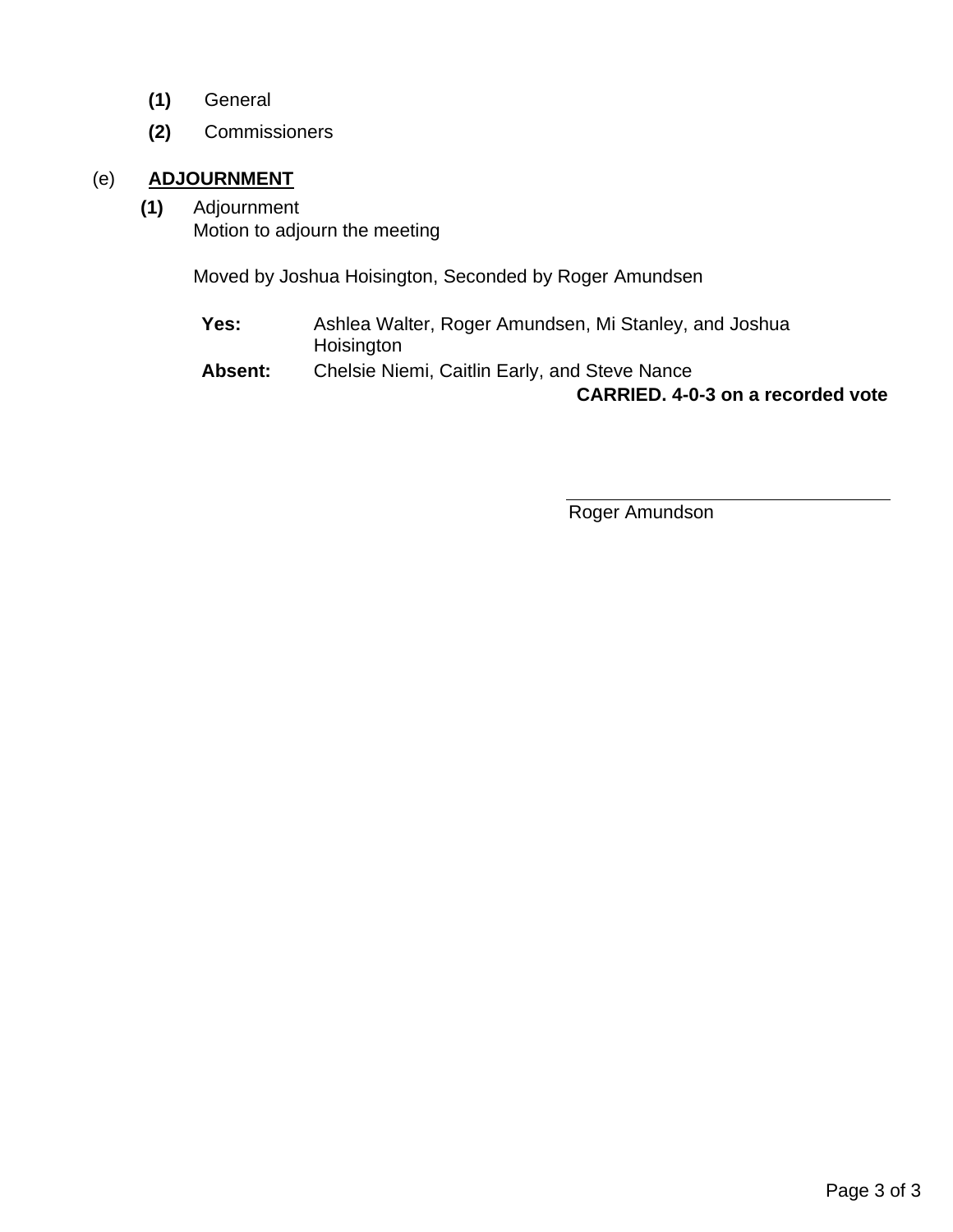**(1)** General

**(2)** Commissioners

## (e) ADJOURNMENT

**(1)** Adjournment

Motion to adjourn the meeting

Moved by Joshua Hoisington, Seconded by Roger Amundsen

| | |
|---|---|
| **Yes:** | Ashlea Walter, Roger Amundsen, Mi Stanley, and Joshua Hoisington |
| **Absent:** | Chelsie Niemi, Caitlin Early, and Steve Nance |

**CARRIED. 4-0-3 on a recorded vote**

\_\_\_\_\_\_\_\_\_\_\_\_\_\_\_\_\_\_\_\_\_\_\_\_\_\_\_\_

Roger Amundson